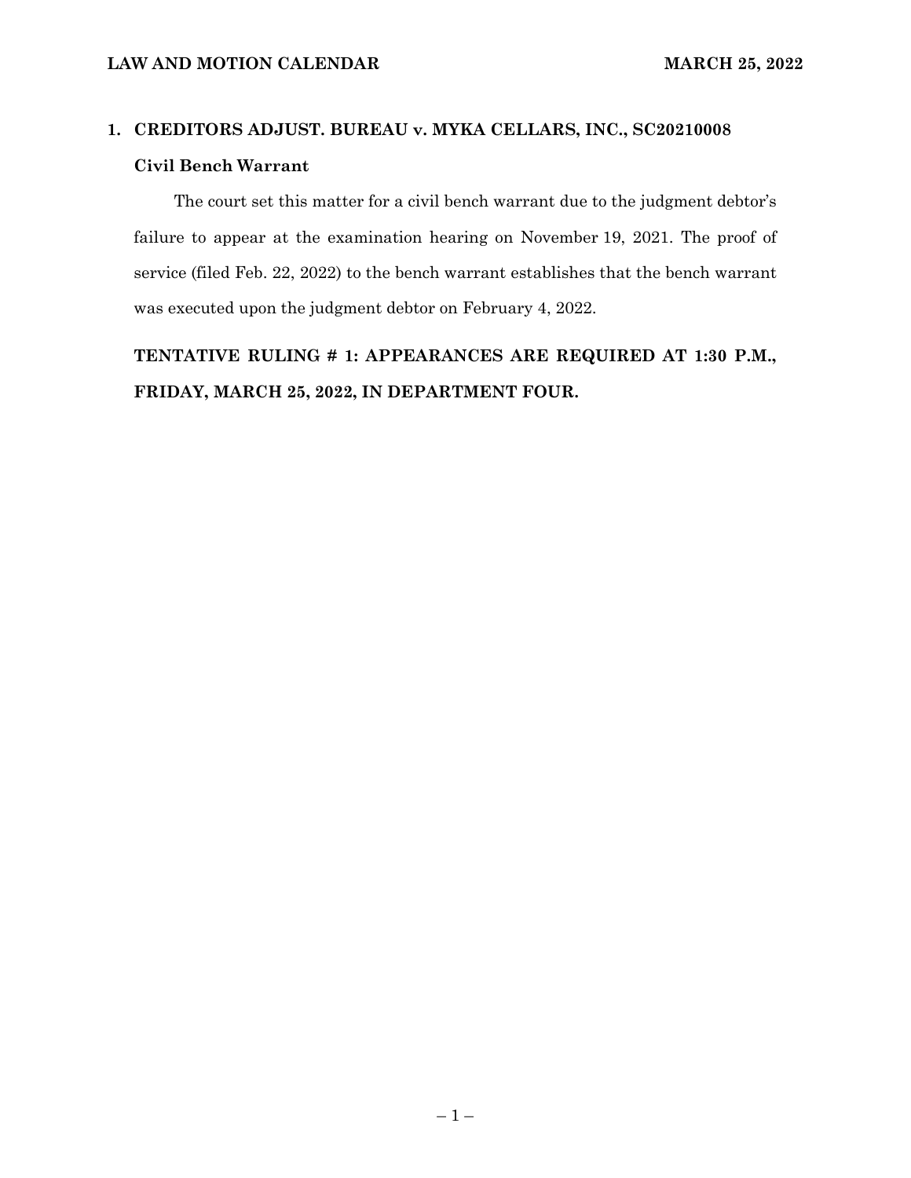# LAW AND MOTION CALENDAR — MARCH 25, 2022

## 1. CREDITORS ADJUST. BUREAU v. MYKA CELLARS, INC., SC20210008

### Civil Bench Warrant

The court set this matter for a civil bench warrant due to the judgment debtor's failure to appear at the examination hearing on November 19, 2021. The proof of service (filed Feb. 22, 2022) to the bench warrant establishes that the bench warrant was executed upon the judgment debtor on February 4, 2022.

**TENTATIVE RULING # 1: APPEARANCES ARE REQUIRED AT 1:30 P.M., FRIDAY, MARCH 25, 2022, IN DEPARTMENT FOUR.**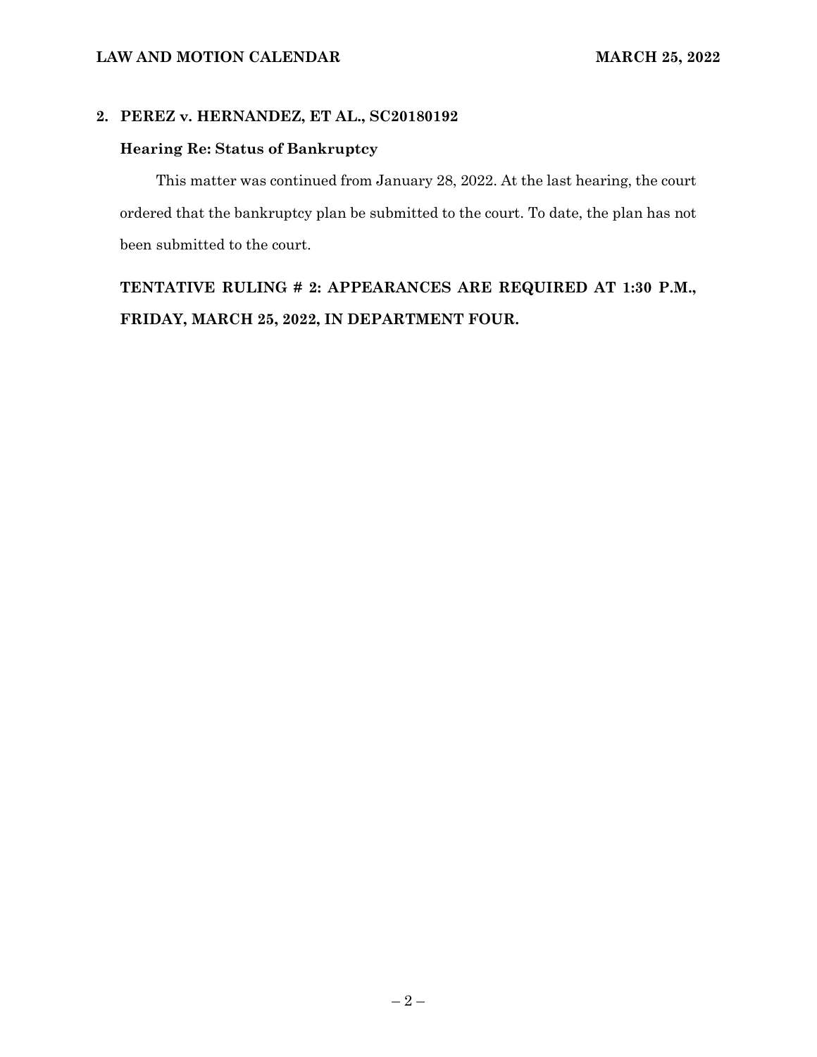## 2. PEREZ v. HERNANDEZ, ET AL., SC20180192

### Hearing Re: Status of Bankruptcy

This matter was continued from January 28, 2022. At the last hearing, the court ordered that the bankruptcy plan be submitted to the court. To date, the plan has not been submitted to the court.

**TENTATIVE RULING # 2: APPEARANCES ARE REQUIRED AT 1:30 P.M., FRIDAY, MARCH 25, 2022, IN DEPARTMENT FOUR.**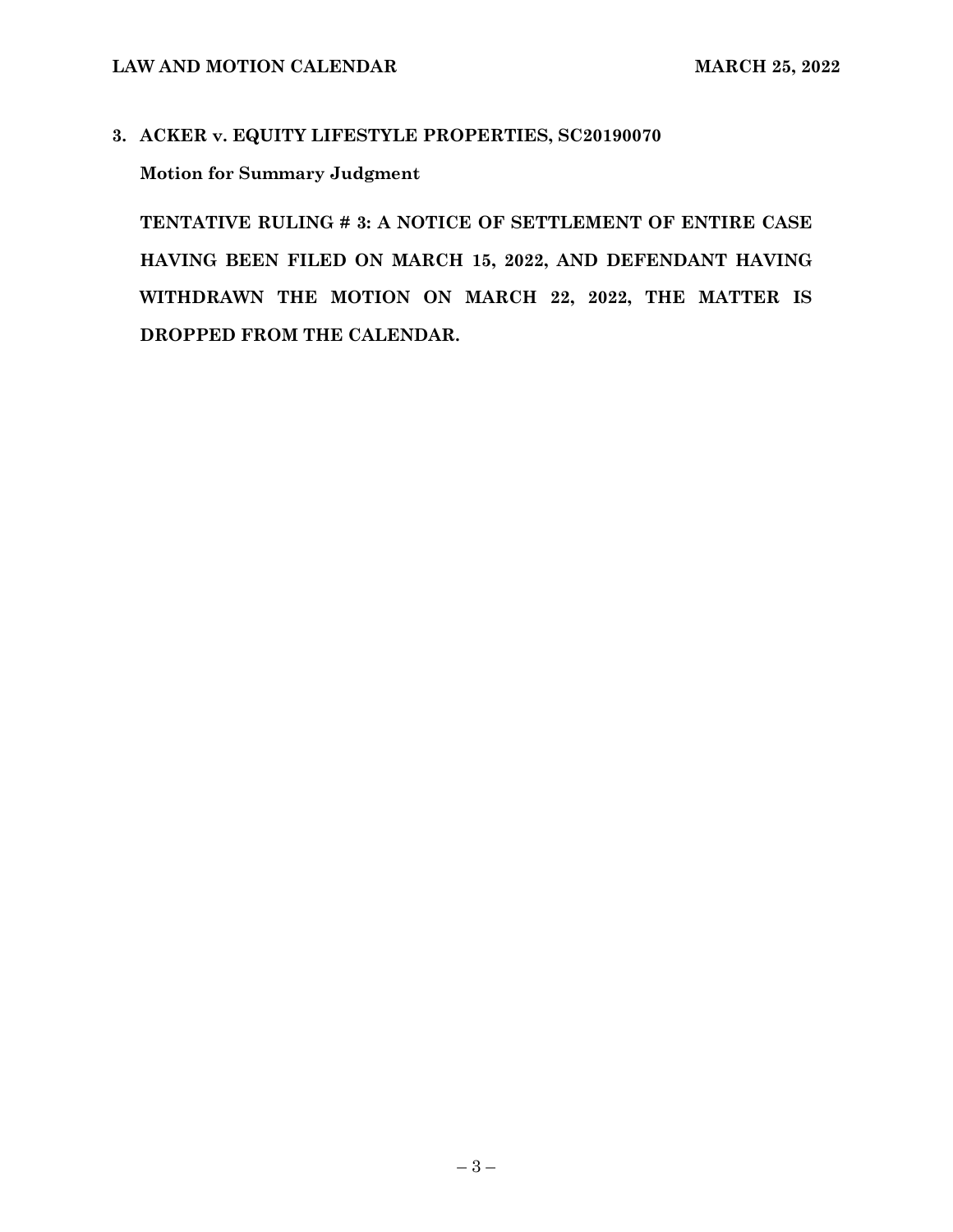**3. ACKER v. EQUITY LIFESTYLE PROPERTIES, SC20190070**

**Motion for Summary Judgment**

**TENTATIVE RULING # 3: A NOTICE OF SETTLEMENT OF ENTIRE CASE HAVING BEEN FILED ON MARCH 15, 2022, AND DEFENDANT HAVING WITHDRAWN THE MOTION ON MARCH 22, 2022, THE MATTER IS DROPPED FROM THE CALENDAR.**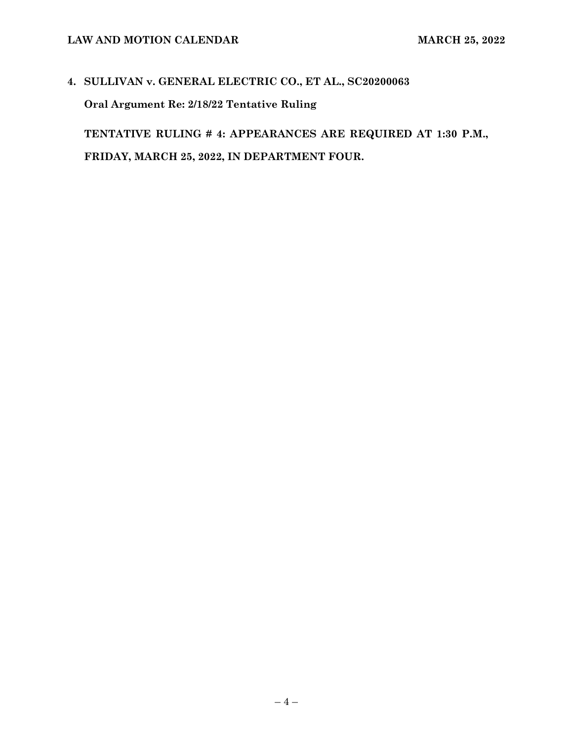**4. SULLIVAN v. GENERAL ELECTRIC CO., ET AL., SC20200063**

**Oral Argument Re: 2/18/22 Tentative Ruling**

**TENTATIVE RULING # 4: APPEARANCES ARE REQUIRED AT 1:30 P.M., FRIDAY, MARCH 25, 2022, IN DEPARTMENT FOUR.**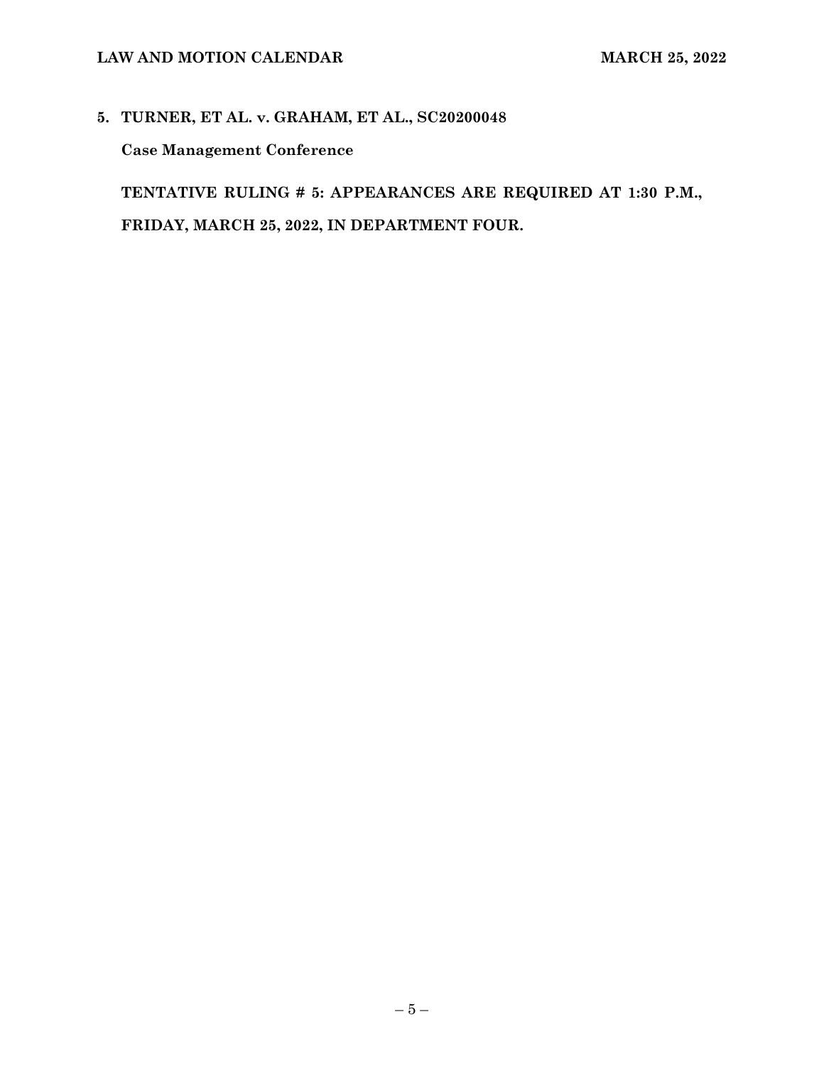**5. TURNER, ET AL. v. GRAHAM, ET AL., SC20200048**

**Case Management Conference**

**TENTATIVE RULING # 5: APPEARANCES ARE REQUIRED AT 1:30 P.M., FRIDAY, MARCH 25, 2022, IN DEPARTMENT FOUR.**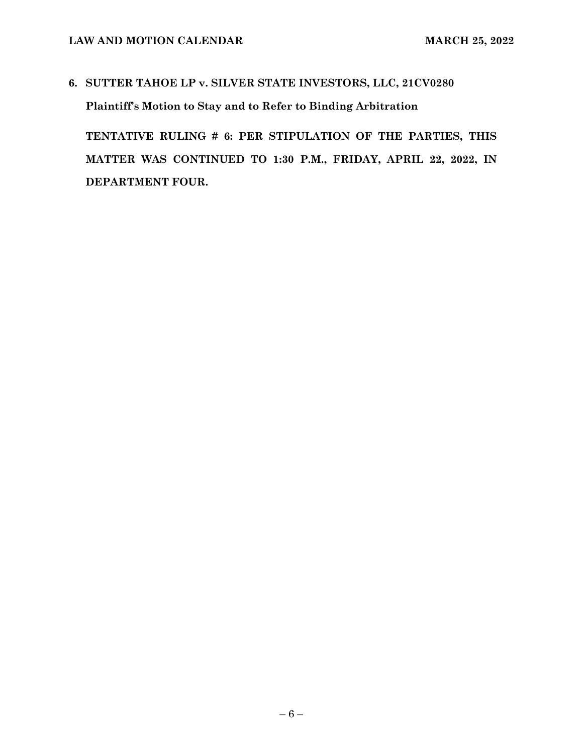**6. SUTTER TAHOE LP v. SILVER STATE INVESTORS, LLC, 21CV0280**

**Plaintiff's Motion to Stay and to Refer to Binding Arbitration**

**TENTATIVE RULING # 6: PER STIPULATION OF THE PARTIES, THIS MATTER WAS CONTINUED TO 1:30 P.M., FRIDAY, APRIL 22, 2022, IN DEPARTMENT FOUR.**